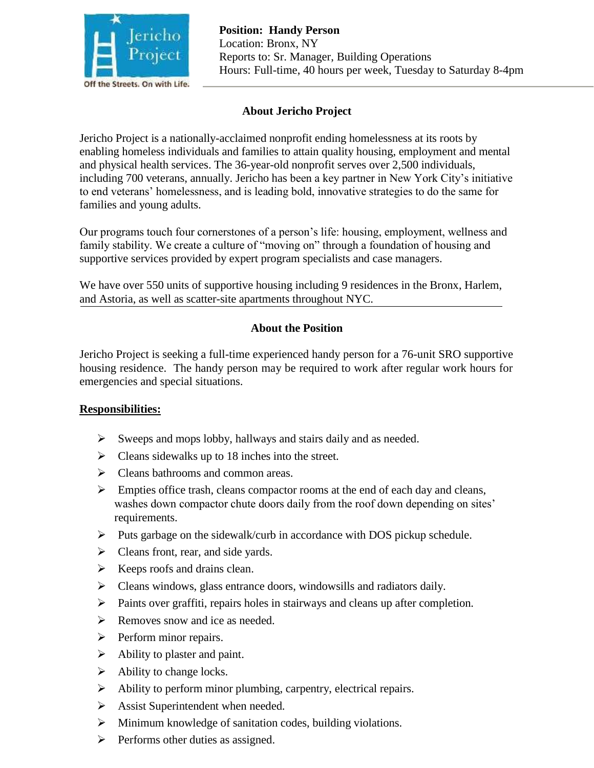Jericho Project

Off the Streets. On with Life.

**Position: Handy Person**
Location: Bronx, NY
Reports to: Sr. Manager, Building Operations
Hours: Full-time, 40 hours per week, Tuesday to Saturday 8-4pm

## About Jericho Project

Jericho Project is a nationally-acclaimed nonprofit ending homelessness at its roots by enabling homeless individuals and families to attain quality housing, employment and mental and physical health services. The 36-year-old nonprofit serves over 2,500 individuals, including 700 veterans, annually. Jericho has been a key partner in New York City's initiative to end veterans' homelessness, and is leading bold, innovative strategies to do the same for families and young adults.

Our programs touch four cornerstones of a person's life: housing, employment, wellness and family stability. We create a culture of "moving on" through a foundation of housing and supportive services provided by expert program specialists and case managers.

We have over 550 units of supportive housing including 9 residences in the Bronx, Harlem, and Astoria, as well as scatter-site apartments throughout NYC.

## About the Position

Jericho Project is seeking a full-time experienced handy person for a 76-unit SRO supportive housing residence. The handy person may be required to work after regular work hours for emergencies and special situations.

**Responsibilities:**

- Sweeps and mops lobby, hallways and stairs daily and as needed.
- Cleans sidewalks up to 18 inches into the street.
- Cleans bathrooms and common areas.
- Empties office trash, cleans compactor rooms at the end of each day and cleans, washes down compactor chute doors daily from the roof down depending on sites' requirements.
- Puts garbage on the sidewalk/curb in accordance with DOS pickup schedule.
- Cleans front, rear, and side yards.
- Keeps roofs and drains clean.
- Cleans windows, glass entrance doors, windowsills and radiators daily.
- Paints over graffiti, repairs holes in stairways and cleans up after completion.
- Removes snow and ice as needed.
- Perform minor repairs.
- Ability to plaster and paint.
- Ability to change locks.
- Ability to perform minor plumbing, carpentry, electrical repairs.
- Assist Superintendent when needed.
- Minimum knowledge of sanitation codes, building violations.
- Performs other duties as assigned.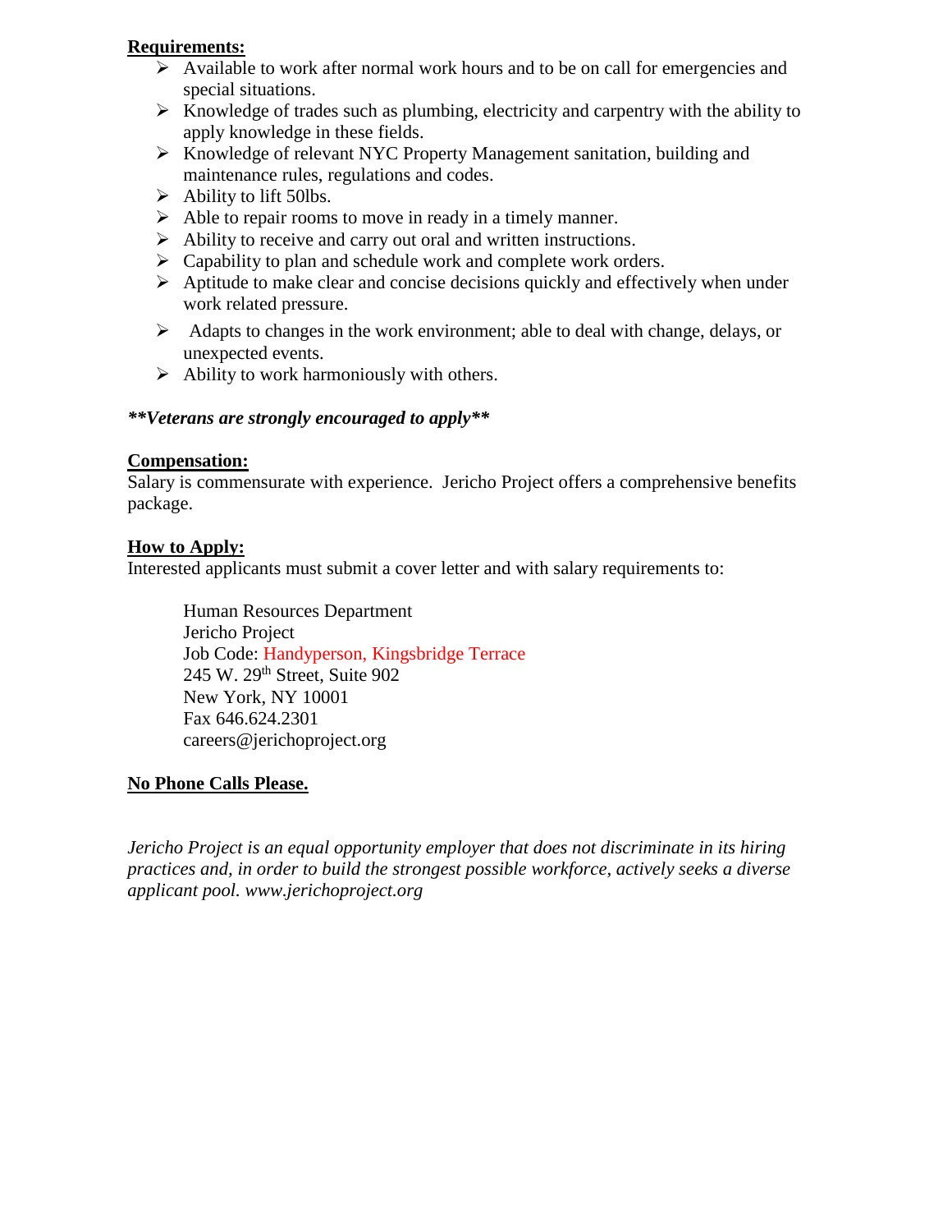**Requirements:**

- Available to work after normal work hours and to be on call for emergencies and special situations.
- Knowledge of trades such as plumbing, electricity and carpentry with the ability to apply knowledge in these fields.
- Knowledge of relevant NYC Property Management sanitation, building and maintenance rules, regulations and codes.
- Ability to lift 50lbs.
- Able to repair rooms to move in ready in a timely manner.
- Ability to receive and carry out oral and written instructions.
- Capability to plan and schedule work and complete work orders.
- Aptitude to make clear and concise decisions quickly and effectively when under work related pressure.
- Adapts to changes in the work environment; able to deal with change, delays, or unexpected events.
- Ability to work harmoniously with others.

***\*\*Veterans are strongly encouraged to apply\*\****

**Compensation:**

Salary is commensurate with experience. Jericho Project offers a comprehensive benefits package.

**How to Apply:**

Interested applicants must submit a cover letter and with salary requirements to:

Human Resources Department
Jericho Project
Job Code: Handyperson, Kingsbridge Terrace
245 W. 29th Street, Suite 902
New York, NY 10001
Fax 646.624.2301
careers@jerichoproject.org

**No Phone Calls Please.**

*Jericho Project is an equal opportunity employer that does not discriminate in its hiring practices and, in order to build the strongest possible workforce, actively seeks a diverse applicant pool. www.jerichoproject.org*